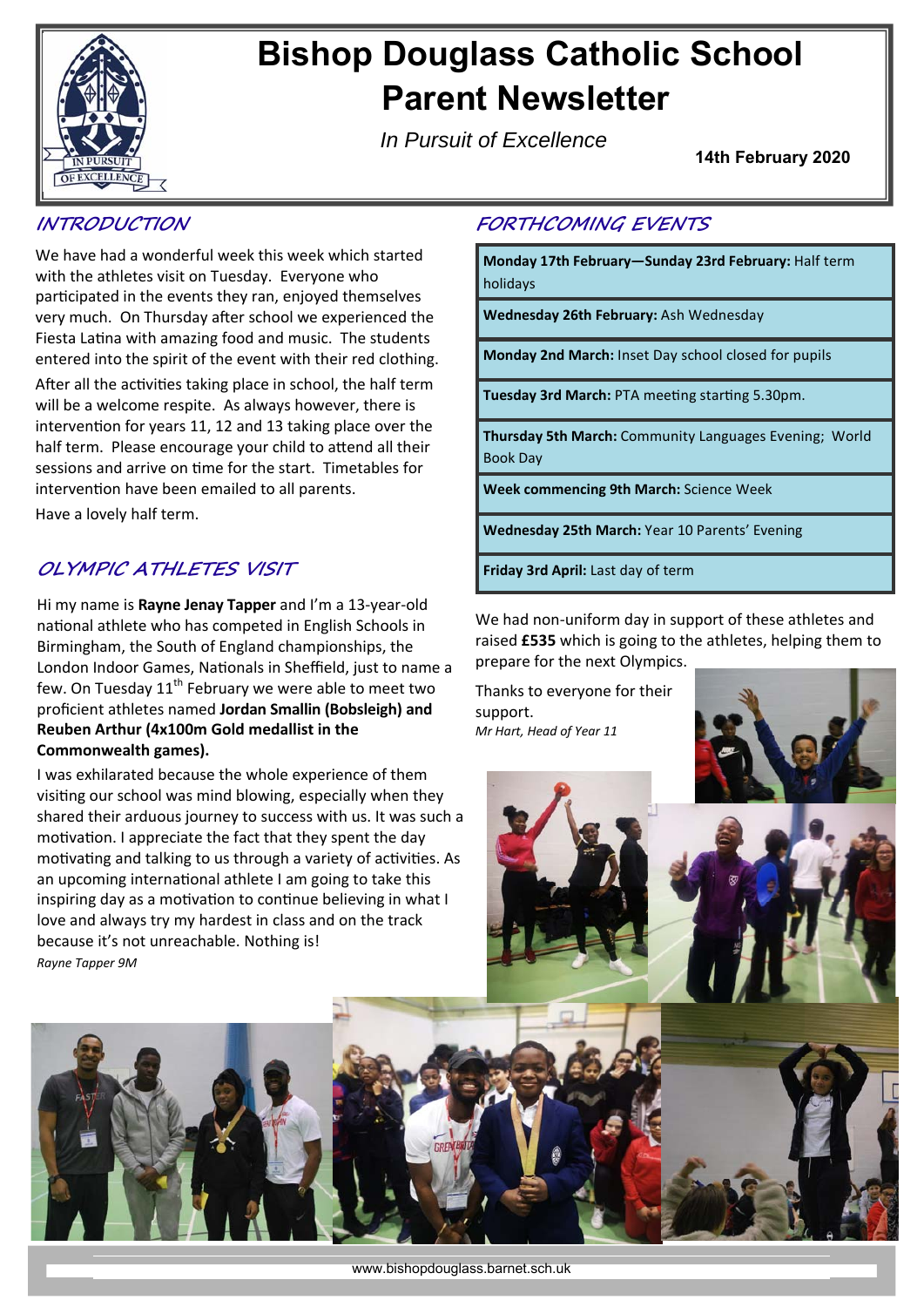# Bishop Douglass Catholic School Parent Newsletter

*In Pursuit of Excellence*

**14th February 2020**

## INTRODUCTION

We have had a wonderful week this week which started with the athletes visit on Tuesday. Everyone who participated in the events they ran, enjoyed themselves very much. On Thursday after school we experienced the Fiesta Latina with amazing food and music. The students entered into the spirit of the event with their red clothing.

After all the activities taking place in school, the half term will be a welcome respite. As always however, there is intervention for years 11, 12 and 13 taking place over the half term. Please encourage your child to attend all their sessions and arrive on time for the start. Timetables for intervention have been emailed to all parents.

Have a lovely half term.

## OLYMPIC ATHLETES VISIT

Hi my name is **Rayne Jenay Tapper** and I'm a 13-year-old national athlete who has competed in English Schools in Birmingham, the South of England championships, the London Indoor Games, Nationals in Sheffield, just to name a few. On Tuesday 11th February we were able to meet two proficient athletes named **Jordan Smallin (Bobsleigh) and Reuben Arthur (4x100m Gold medallist in the Commonwealth games).**

I was exhilarated because the whole experience of them visiting our school was mind blowing, especially when they shared their arduous journey to success with us. It was such a motivation. I appreciate the fact that they spent the day motivating and talking to us through a variety of activities. As an upcoming international athlete I am going to take this inspiring day as a motivation to continue believing in what I love and always try my hardest in class and on the track because it's not unreachable. Nothing is!

*Rayne Tapper 9M*

## FORTHCOMING EVENTS

| |
|---|
| **Monday 17th February—Sunday 23rd February:** Half term holidays |
| **Wednesday 26th February:** Ash Wednesday |
| **Monday 2nd March:** Inset Day school closed for pupils |
| **Tuesday 3rd March:** PTA meeting starting 5.30pm. |
| **Thursday 5th March:** Community Languages Evening; World Book Day |
| **Week commencing 9th March:** Science Week |
| **Wednesday 25th March:** Year 10 Parents' Evening |
| **Friday 3rd April:** Last day of term |

We had non-uniform day in support of these athletes and raised **£535** which is going to the athletes, helping them to prepare for the next Olympics.

Thanks to everyone for their support.

*Mr Hart, Head of Year 11*

www.bishopdouglass.barnet.sch.uk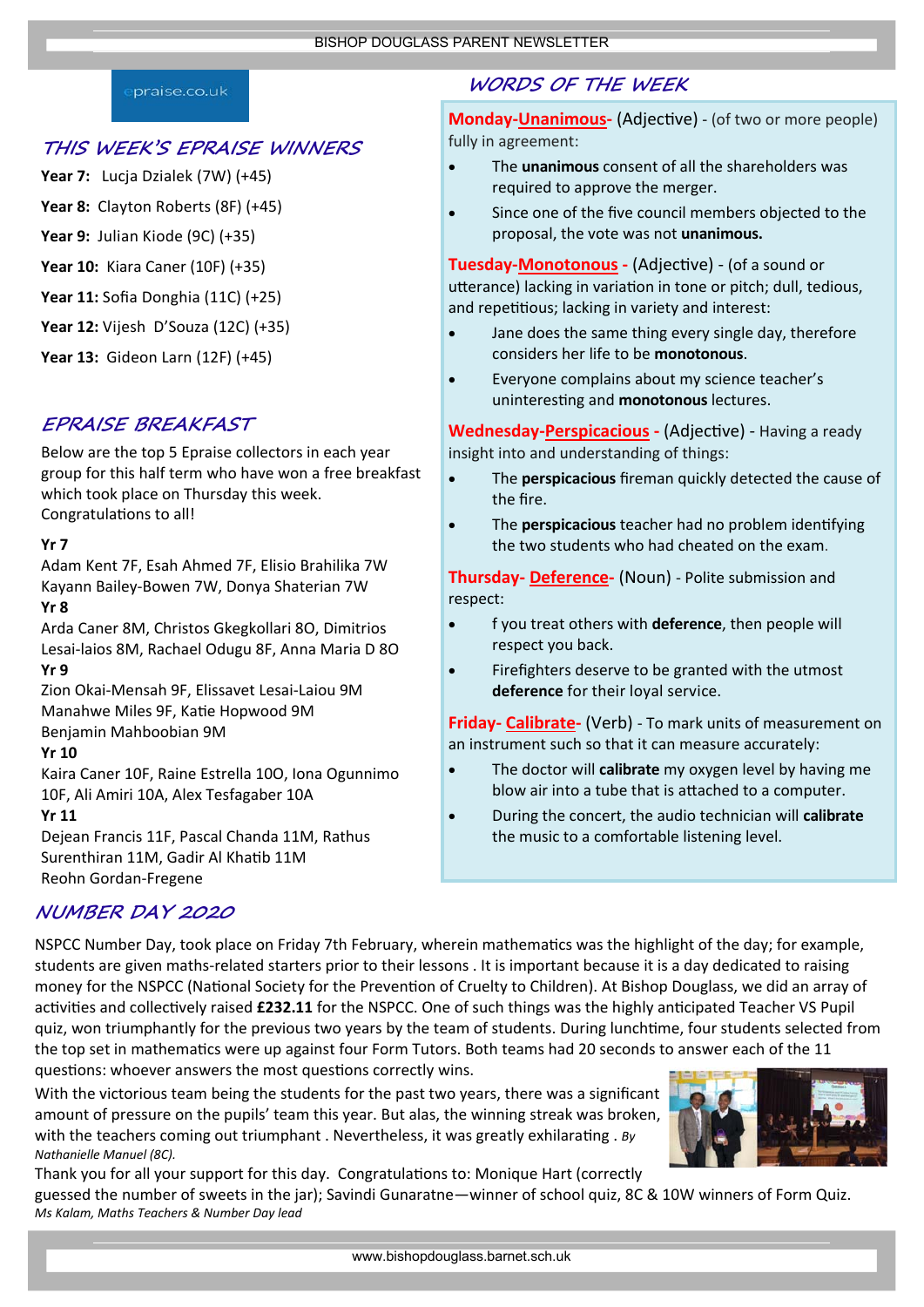epraise.co.uk

## THIS WEEK'S EPRAISE WINNERS

**Year 7:** Lucja Dzialek (7W) (+45)

**Year 8:** Clayton Roberts (8F) (+45)

**Year 9:** Julian Kiode (9C) (+35)

**Year 10:** Kiara Caner (10F) (+35)

**Year 11:** Sofia Donghia (11C) (+25)

**Year 12:** Vijesh D'Souza (12C) (+35)

**Year 13:** Gideon Larn (12F) (+45)

## EPRAISE BREAKFAST

Below are the top 5 Epraise collectors in each year group for this half term who have won a free breakfast which took place on Thursday this week. Congratulations to all!

**Yr 7**
Adam Kent 7F, Esah Ahmed 7F, Elisio Brahilika 7W Kayann Bailey-Bowen 7W, Donya Shaterian 7W

**Yr 8**
Arda Caner 8M, Christos Gkegkollari 8O, Dimitrios Lesai-laios 8M, Rachael Odugu 8F, Anna Maria D 8O

**Yr 9**
Zion Okai-Mensah 9F, Elissavet Lesai-Laiou 9M Manahwe Miles 9F, Katie Hopwood 9M Benjamin Mahboobian 9M

**Yr 10**
Kaira Caner 10F, Raine Estrella 10O, Iona Ogunnimo 10F, Ali Amiri 10A, Alex Tesfagaber 10A

**Yr 11**
Dejean Francis 11F, Pascal Chanda 11M, Rathus Surenthiran 11M, Gadir Al Khatib 11M Reohn Gordan-Fregene

## WORDS OF THE WEEK

**Monday-Unanimous-** (Adjective) - (of two or more people) fully in agreement:

- The **unanimous** consent of all the shareholders was required to approve the merger.
- Since one of the five council members objected to the proposal, the vote was not **unanimous.**

**Tuesday-Monotonous -** (Adjective) - (of a sound or utterance) lacking in variation in tone or pitch; dull, tedious, and repetitious; lacking in variety and interest:

- Jane does the same thing every single day, therefore considers her life to be **monotonous**.
- Everyone complains about my science teacher's uninteresting and **monotonous** lectures.

**Wednesday-Perspicacious -** (Adjective) - Having a ready insight into and understanding of things:

- The **perspicacious** fireman quickly detected the cause of the fire.
- The **perspicacious** teacher had no problem identifying the two students who had cheated on the exam.

**Thursday- Deference-** (Noun) - Polite submission and respect:

- f you treat others with **deference**, then people will respect you back.
- Firefighters deserve to be granted with the utmost **deference** for their loyal service.

**Friday- Calibrate-** (Verb) - To mark units of measurement on an instrument such so that it can measure accurately:

- The doctor will **calibrate** my oxygen level by having me blow air into a tube that is attached to a computer.
- During the concert, the audio technician will **calibrate** the music to a comfortable listening level.

## NUMBER DAY 2020

NSPCC Number Day, took place on Friday 7th February, wherein mathematics was the highlight of the day; for example, students are given maths-related starters prior to their lessons . It is important because it is a day dedicated to raising money for the NSPCC (National Society for the Prevention of Cruelty to Children). At Bishop Douglass, we did an array of activities and collectively raised **£232.11** for the NSPCC. One of such things was the highly anticipated Teacher VS Pupil quiz, won triumphantly for the previous two years by the team of students. During lunchtime, four students selected from the top set in mathematics were up against four Form Tutors. Both teams had 20 seconds to answer each of the 11 questions: whoever answers the most questions correctly wins.

With the victorious team being the students for the past two years, there was a significant amount of pressure on the pupils' team this year. But alas, the winning streak was broken, with the teachers coming out triumphant . Nevertheless, it was greatly exhilarating . *By Nathanielle Manuel (8C).*

Thank you for all your support for this day. Congratulations to: Monique Hart (correctly guessed the number of sweets in the jar); Savindi Gunaratne—winner of school quiz, 8C & 10W winners of Form Quiz.
*Ms Kalam, Maths Teachers & Number Day lead*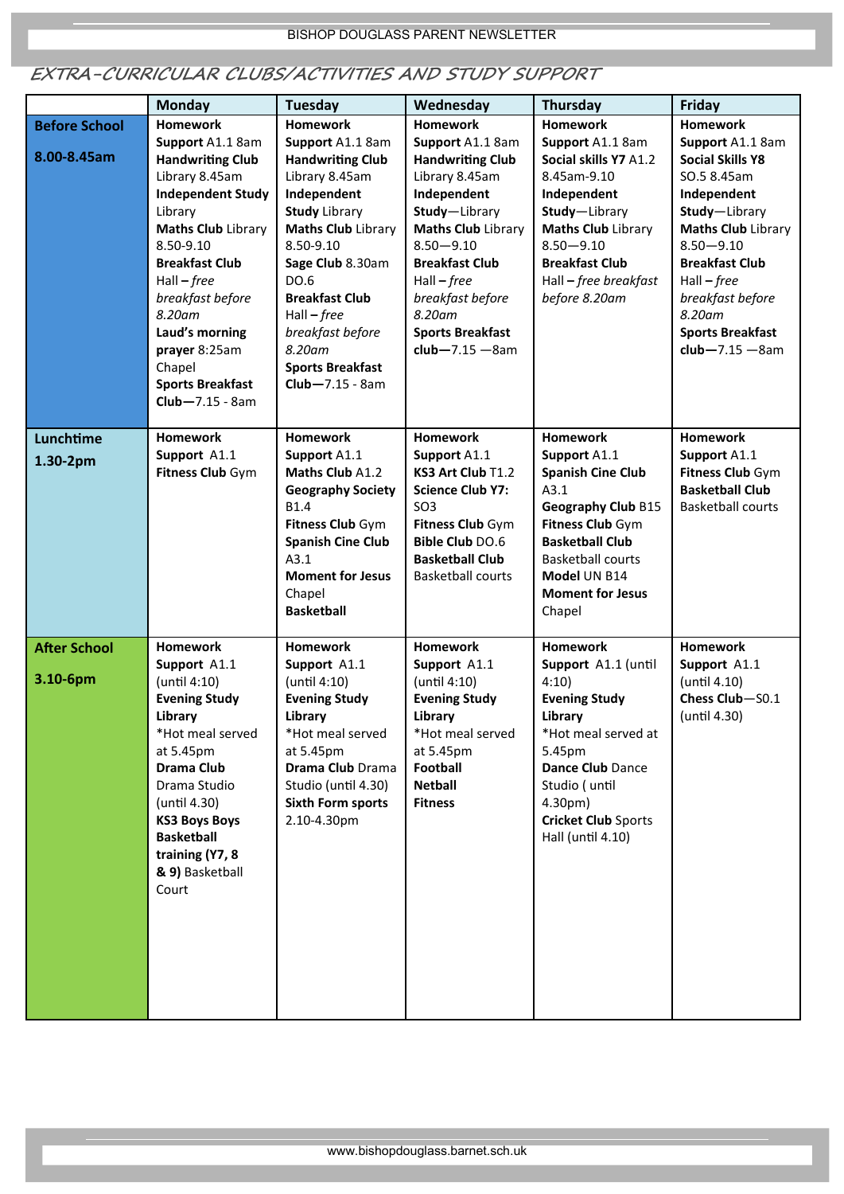## EXTRA-CURRICULAR CLUBS/ACTIVITIES AND STUDY SUPPORT

| | Monday | Tuesday | Wednesday | Thursday | Friday |
|---|---|---|---|---|---|
| **Before School** **8.00-8.45am** | **Homework Support** A1.1 8am **Handwriting Club** Library 8.45am **Independent Study** Library **Maths Club** Library 8.50-9.10 **Breakfast Club** Hall – *free breakfast before 8.20am* **Laud's morning prayer** 8:25am Chapel **Sports Breakfast Club—**7.15 - 8am | **Homework Support** A1.1 8am **Handwriting Club** Library 8.45am **Independent Study** Library **Maths Club** Library 8.50-9.10 **Sage Club** 8.30am DO.6 **Breakfast Club** Hall – *free breakfast before 8.20am* **Sports Breakfast Club—**7.15 - 8am | **Homework Support** A1.1 8am **Handwriting Club** Library 8.45am **Independent Study**—Library **Maths Club** Library 8.50—9.10 **Breakfast Club** Hall – *free breakfast before 8.20am* **Sports Breakfast club—**7.15 —8am | **Homework Support** A1.1 8am **Social skills Y7** A1.2 8.45am-9.10 **Independent Study**—Library **Maths Club** Library 8.50—9.10 **Breakfast Club** Hall – *free breakfast before 8.20am* | **Homework Support** A1.1 8am **Social Skills Y8** SO.5 8.45am **Independent Study**—Library **Maths Club** Library 8.50—9.10 **Breakfast Club** Hall – *free breakfast before 8.20am* **Sports Breakfast club—**7.15 —8am |
| **Lunchtime** **1.30-2pm** | **Homework Support** A1.1 **Fitness Club** Gym | **Homework Support** A1.1 **Maths Club** A1.2 **Geography Society** B1.4 **Fitness Club** Gym **Spanish Cine Club** A3.1 **Moment for Jesus** Chapel **Basketball** | **Homework Support** A1.1 **KS3 Art Club** T1.2 **Science Club Y7:** SO3 **Fitness Club** Gym **Bible Club** DO.6 **Basketball Club** Basketball courts | **Homework Support** A1.1 **Spanish Cine Club** A3.1 **Geography Club** B15 **Fitness Club** Gym **Basketball Club** Basketball courts **Model** UN B14 **Moment for Jesus** Chapel | **Homework Support** A1.1 **Fitness Club** Gym **Basketball Club** Basketball courts |
| **After School** **3.10-6pm** | **Homework Support** A1.1 (until 4:10) **Evening Study Library** *Hot meal served at 5.45pm **Drama Club** Drama Studio (until 4.30) **KS3 Boys Boys Basketball training (Y7, 8 & 9)** Basketball Court | **Homework Support** A1.1 (until 4:10) **Evening Study Library** *Hot meal served at 5.45pm **Drama Club** Drama Studio (until 4.30) **Sixth Form sports** 2.10-4.30pm | **Homework Support** A1.1 (until 4:10) **Evening Study Library** *Hot meal served at 5.45pm **Football** **Netball** **Fitness** | **Homework Support** A1.1 (until 4:10) **Evening Study Library** *Hot meal served at 5.45pm **Dance Club** Dance Studio ( until 4.30pm) **Cricket Club** Sports Hall (until 4.10) | **Homework Support** A1.1 (until 4.10) **Chess Club**—S0.1 (until 4.30) |